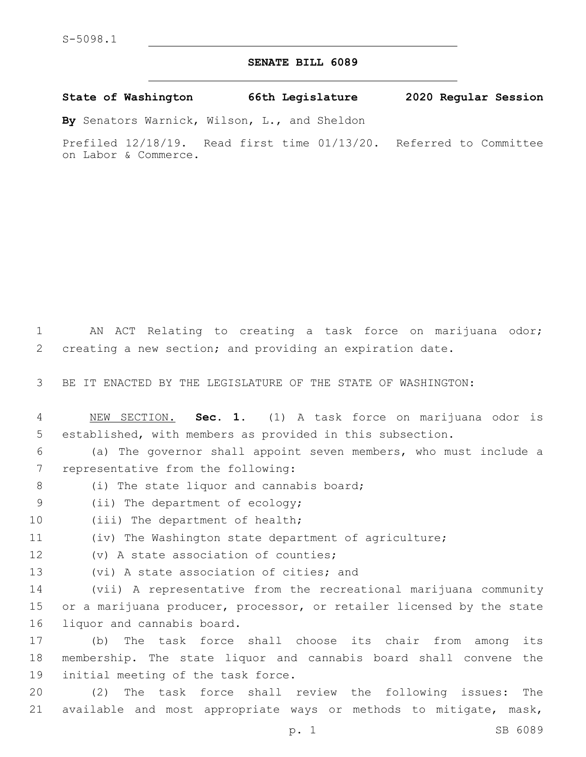S-5098.1

# SENATE BILL 6089

**State of Washington 66th Legislature 2020 Regular Session**

**By** Senators Warnick, Wilson, L., and Sheldon

Prefiled 12/18/19. Read first time 01/13/20. Referred to Committee on Labor & Commerce.

AN ACT Relating to creating a task force on marijuana odor; creating a new section; and providing an expiration date.

BE IT ENACTED BY THE LEGISLATURE OF THE STATE OF WASHINGTON:

NEW SECTION. **Sec. 1.** (1) A task force on marijuana odor is established, with members as provided in this subsection.

(a) The governor shall appoint seven members, who must include a representative from the following:

(i) The state liquor and cannabis board;

(ii) The department of ecology;

(iii) The department of health;

(iv) The Washington state department of agriculture;

(v) A state association of counties;

(vi) A state association of cities; and

(vii) A representative from the recreational marijuana community or a marijuana producer, processor, or retailer licensed by the state liquor and cannabis board.

(b) The task force shall choose its chair from among its membership. The state liquor and cannabis board shall convene the initial meeting of the task force.

(2) The task force shall review the following issues: The available and most appropriate ways or methods to mitigate, mask,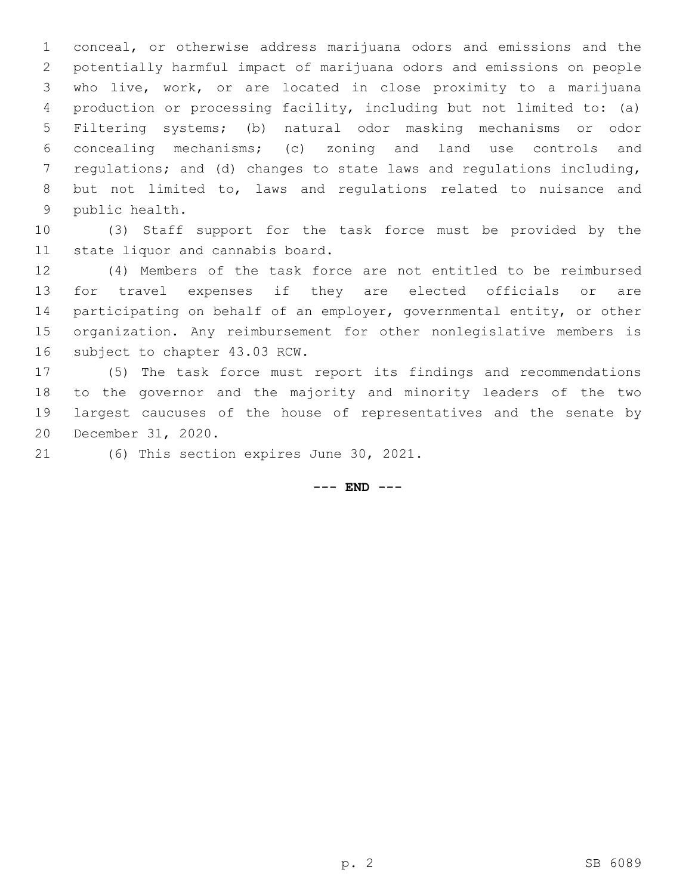conceal, or otherwise address marijuana odors and emissions and the potentially harmful impact of marijuana odors and emissions on people who live, work, or are located in close proximity to a marijuana production or processing facility, including but not limited to: (a) Filtering systems; (b) natural odor masking mechanisms or odor concealing mechanisms; (c) zoning and land use controls and regulations; and (d) changes to state laws and regulations including, but not limited to, laws and regulations related to nuisance and public health.

(3) Staff support for the task force must be provided by the state liquor and cannabis board.

(4) Members of the task force are not entitled to be reimbursed for travel expenses if they are elected officials or are participating on behalf of an employer, governmental entity, or other organization. Any reimbursement for other nonlegislative members is subject to chapter 43.03 RCW.

(5) The task force must report its findings and recommendations to the governor and the majority and minority leaders of the two largest caucuses of the house of representatives and the senate by December 31, 2020.

(6) This section expires June 30, 2021.

**--- END ---**